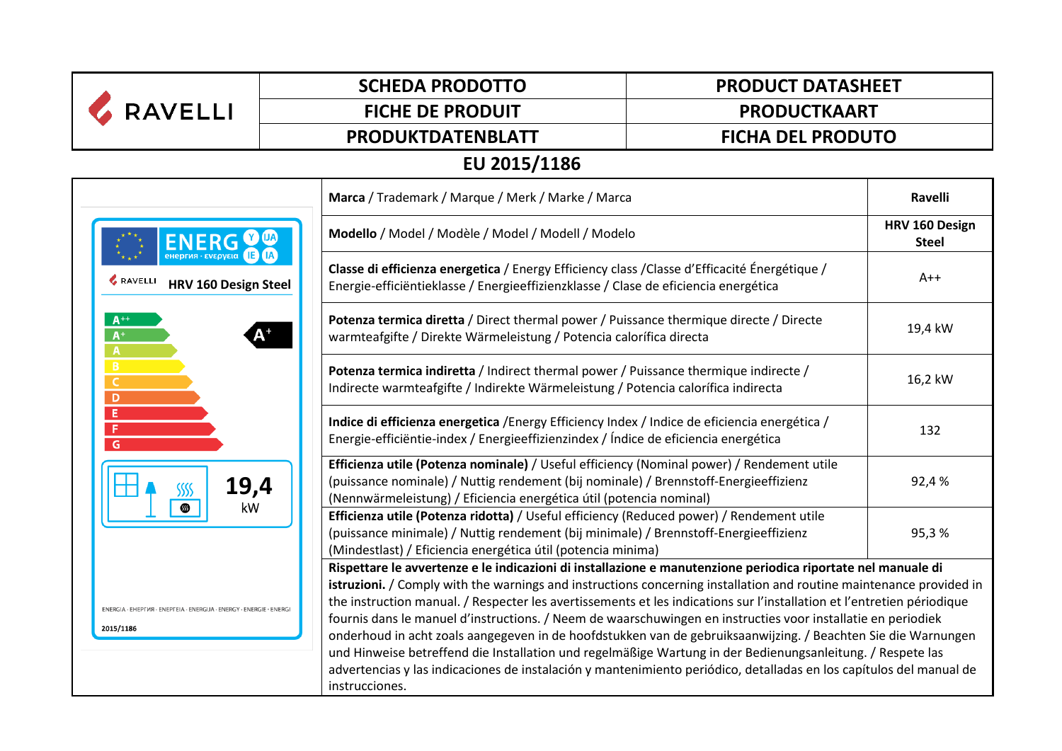| RAVELLI | SCHEDA PRODOTTO | PRODUCT DATASHEET |
|---|---|---|
| | FICHE DE PRODUIT | PRODUCTKAART |
| | PRODUKTDATENBLATT | FICHA DEL PRODUTO |

## EU 2015/1186

ENERG Y IJA IE IA
енергия · ενεργεια

RAVELLI HRV 160 Design Steel

A++
A+
A
B
C
D
E
F
G

A+

19,4 kW

ENERGIA · ЕНЕРГИЯ · ΕΝΕΡΓΕΙΑ · ENERGIJA · ENERGY · ENERGIE · ENERGI

2015/1186

| | |
|---|---|
| **Marca** / Trademark / Marque / Merk / Marke / Marca | **Ravelli** |
| **Modello** / Model / Modèle / Model / Modell / Modelo | **HRV 160 Design Steel** |
| **Classe di efficienza energetica** / Energy Efficiency class /Classe d'Efficacité Énergétique / Energie-efficiëntieklasse / Energieeffizienzklasse / Clase de eficiencia energética | A++ |
| **Potenza termica diretta** / Direct thermal power / Puissance thermique directe / Directe warmteafgifte / Direkte Wärmeleistung / Potencia calorífica directa | 19,4 kW |
| **Potenza termica indiretta** / Indirect thermal power / Puissance thermique indirecte / Indirecte warmteafgifte / Indirekte Wärmeleistung / Potencia calorífica indirecta | 16,2 kW |
| **Indice di efficienza energetica** /Energy Efficiency Index / Indice de eficiencia energética / Energie-efficiëntie-index / Energieeffizienzindex / Índice de eficiencia energética | 132 |
| **Efficienza utile (Potenza nominale)** / Useful efficiency (Nominal power) / Rendement utile (puissance nominale) / Nuttig rendement (bij nominale) / Brennstoff-Energieeffizienz (Nennwärmeleistung) / Eficiencia energética útil (potencia nominal) | 92,4 % |
| **Efficienza utile (Potenza ridotta)** / Useful efficiency (Reduced power) / Rendement utile (puissance minimale) / Nuttig rendement (bij minimale) / Brennstoff-Energieeffizienz (Mindestlast) / Eficiencia energética útil (potencia minima) | 95,3 % |

**Rispettare le avvertenze e le indicazioni di installazione e manutenzione periodica riportate nel manuale di istruzioni.** / Comply with the warnings and instructions concerning installation and routine maintenance provided in the instruction manual. / Respecter les avertissements et les indications sur l'installation et l'entretien périodique fournis dans le manuel d'instructions. / Neem de waarschuwingen en instructies voor installatie en periodiek onderhoud in acht zoals aangegeven in de hoofdstukken van de gebruiksaanwijzing. / Beachten Sie die Warnungen und Hinweise betreffend die Installation und regelmäßige Wartung in der Bedienungsanleitung. / Respete las advertencias y las indicaciones de instalación y mantenimiento periódico, detalladas en los capítulos del manual de instrucciones.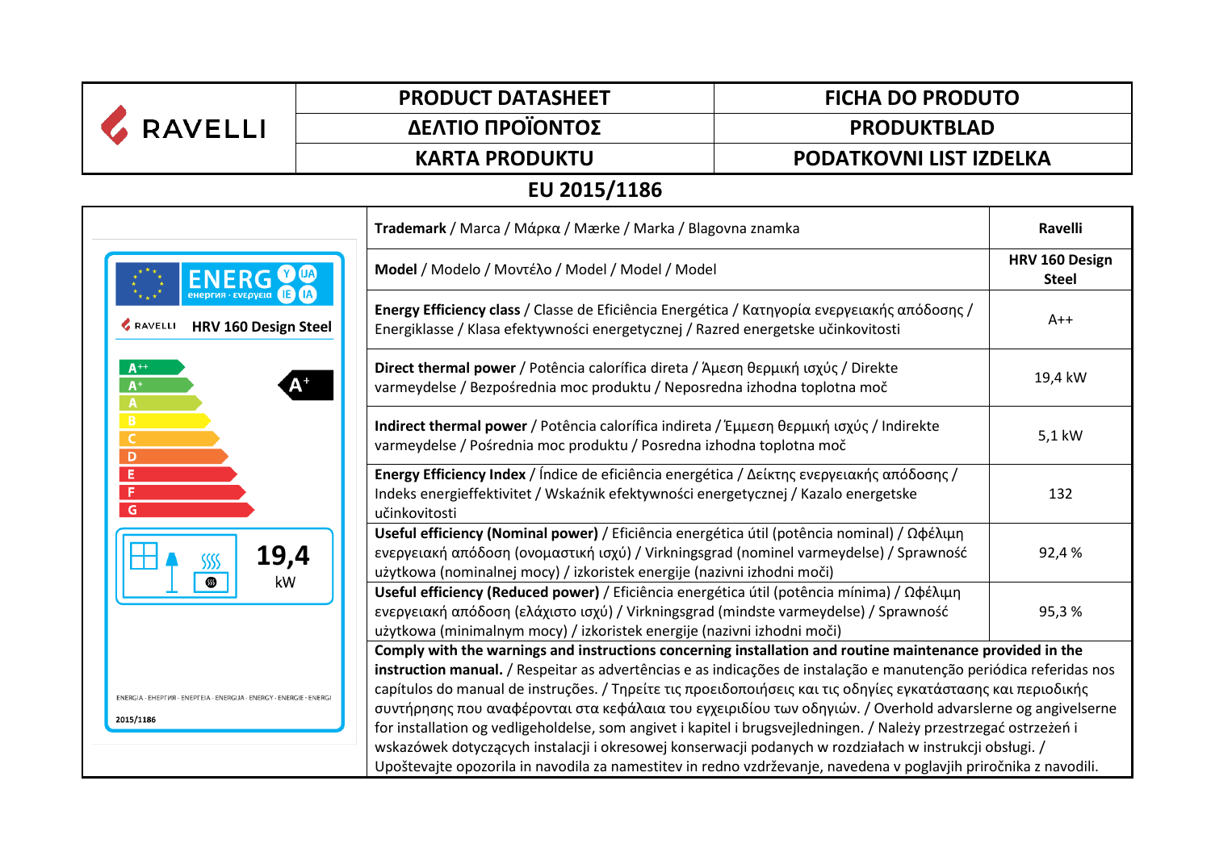| | |
|---|---|
| RAVELLI | **PRODUCT DATASHEET** |
| | **FICHA DO PRODUTO** |
| | **ΔΕΛΤΙΟ ΠΡΟΪΟΝΤΟΣ** |
| | **PRODUKTBLAD** |
| | **KARTA PRODUKTU** |
| | **PODATKOVNI LIST IZDELKA** |

## EU 2015/1186

ENERG Y IJA IE IA
енергия · ενεργεια

RAVELLI HRV 160 Design Steel

A++
A+
A
B
C
D
E
F
G

A+

19,4
kW

ENERGIA · ЕНЕРГИЯ · ΕΝΕΡΓΕΙΑ · ENERGIJA · ENERGY · ENERGIE · ENERGI

2015/1186

| | |
|---|---|
| **Trademark** / Marca / Μάρκα / Mærke / Marka / Blagovna znamka | **Ravelli** |
| **Model** / Modelo / Μοντέλο / Model / Model / Model | **HRV 160 Design Steel** |
| **Energy Efficiency class** / Classe de Eficiência Energética / Κατηγορία ενεργειακής απόδοσης / Energiklasse / Klasa efektywności energetycznej / Razred energetske učinkovitosti | A++ |
| **Direct thermal power** / Potência calorífica direta / Άμεση θερμική ισχύς / Direkte varmeydelse / Bezpośrednia moc produktu / Neposredna izhodna toplotna moč | 19,4 kW |
| **Indirect thermal power** / Potência calorífica indireta / Έμμεση θερμική ισχύς / Indirekte varmeydelse / Pośrednia moc produktu / Posredna izhodna toplotna moč | 5,1 kW |
| **Energy Efficiency Index** / Índice de eficiência energética / Δείκτης ενεργειακής απόδοσης / Indeks energieffektivitet / Wskaźnik efektywności energetycznej / Kazalo energetske učinkovitosti | 132 |
| **Useful efficiency (Nominal power)** / Eficiência energética útil (potência nominal) / Ωφέλιμη ενεργειακή απόδοση (ονομαστική ισχύ) / Virkningsgrad (nominel varmeydelse) / Sprawność użytkowa (nominalnej mocy) / izkoristek energije (nazivni izhodni moči) | 92,4 % |
| **Useful efficiency (Reduced power)** / Eficiência energética útil (potência mínima) / Ωφέλιμη ενεργειακή απόδοση (ελάχιστο ισχύ) / Virkningsgrad (mindste varmeydelse) / Sprawność użytkowa (minimalnym mocy) / izkoristek energije (nazivni izhodni moči) | 95,3 % |

**Comply with the warnings and instructions concerning installation and routine maintenance provided in the instruction manual.** / Respeitar as advertências e as indicações de instalação e manutenção periódica referidas nos capítulos do manual de instruções. / Τηρείτε τις προειδοποιήσεις και τις οδηγίες εγκατάστασης και περιοδικής συντήρησης που αναφέρονται στα κεφάλαια του εγχειριδίου των οδηγιών. / Overhold advarslerne og angivelserne for installation og vedligeholdelse, som angivet i kapitel i brugsvejledningen. / Należy przestrzegać ostrzeżeń i wskazówek dotyczących instalacji i okresowej konserwacji podanych w rozdziałach w instrukcji obsługi. / Upoštevajte opozorila in navodila za namestitev in redno vzdrževanje, navedena v poglavjih priročnika z navodili.